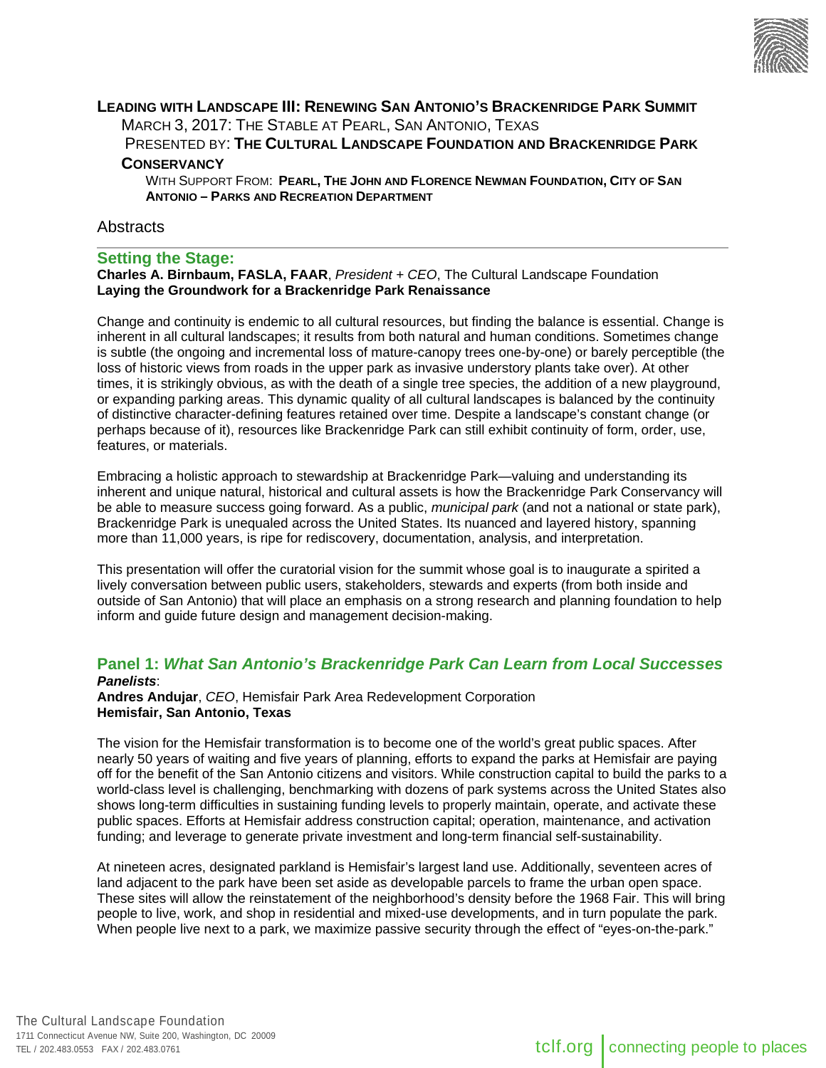# Leading with Landscape III: Renewing San Antonio's Brackenridge Park Summit

March 3, 2017: The Stable at Pearl, San Antonio, Texas

Presented by: **The Cultural Landscape Foundation and Brackenridge Park Conservancy**

With Support From: **Pearl, The John and Florence Newman Foundation, City of San Antonio – Parks and Recreation Department**

## Abstracts

### Setting the Stage:

**Charles A. Birnbaum, FASLA, FAAR**, *President + CEO*, The Cultural Landscape Foundation
**Laying the Groundwork for a Brackenridge Park Renaissance**

Change and continuity is endemic to all cultural resources, but finding the balance is essential. Change is inherent in all cultural landscapes; it results from both natural and human conditions. Sometimes change is subtle (the ongoing and incremental loss of mature-canopy trees one-by-one) or barely perceptible (the loss of historic views from roads in the upper park as invasive understory plants take over). At other times, it is strikingly obvious, as with the death of a single tree species, the addition of a new playground, or expanding parking areas. This dynamic quality of all cultural landscapes is balanced by the continuity of distinctive character-defining features retained over time. Despite a landscape's constant change (or perhaps because of it), resources like Brackenridge Park can still exhibit continuity of form, order, use, features, or materials.

Embracing a holistic approach to stewardship at Brackenridge Park—valuing and understanding its inherent and unique natural, historical and cultural assets is how the Brackenridge Park Conservancy will be able to measure success going forward. As a public, *municipal park* (and not a national or state park), Brackenridge Park is unequaled across the United States. Its nuanced and layered history, spanning more than 11,000 years, is ripe for rediscovery, documentation, analysis, and interpretation.

This presentation will offer the curatorial vision for the summit whose goal is to inaugurate a spirited a lively conversation between public users, stakeholders, stewards and experts (from both inside and outside of San Antonio) that will place an emphasis on a strong research and planning foundation to help inform and guide future design and management decision-making.

### Panel 1: *What San Antonio's Brackenridge Park Can Learn from Local Successes*

***Panelists***:

**Andres Andujar**, *CEO*, Hemisfair Park Area Redevelopment Corporation
**Hemisfair, San Antonio, Texas**

The vision for the Hemisfair transformation is to become one of the world's great public spaces. After nearly 50 years of waiting and five years of planning, efforts to expand the parks at Hemisfair are paying off for the benefit of the San Antonio citizens and visitors. While construction capital to build the parks to a world-class level is challenging, benchmarking with dozens of park systems across the United States also shows long-term difficulties in sustaining funding levels to properly maintain, operate, and activate these public spaces. Efforts at Hemisfair address construction capital; operation, maintenance, and activation funding; and leverage to generate private investment and long-term financial self-sustainability.

At nineteen acres, designated parkland is Hemisfair's largest land use. Additionally, seventeen acres of land adjacent to the park have been set aside as developable parcels to frame the urban open space. These sites will allow the reinstatement of the neighborhood's density before the 1968 Fair. This will bring people to live, work, and shop in residential and mixed-use developments, and in turn populate the park. When people live next to a park, we maximize passive security through the effect of "eyes-on-the-park."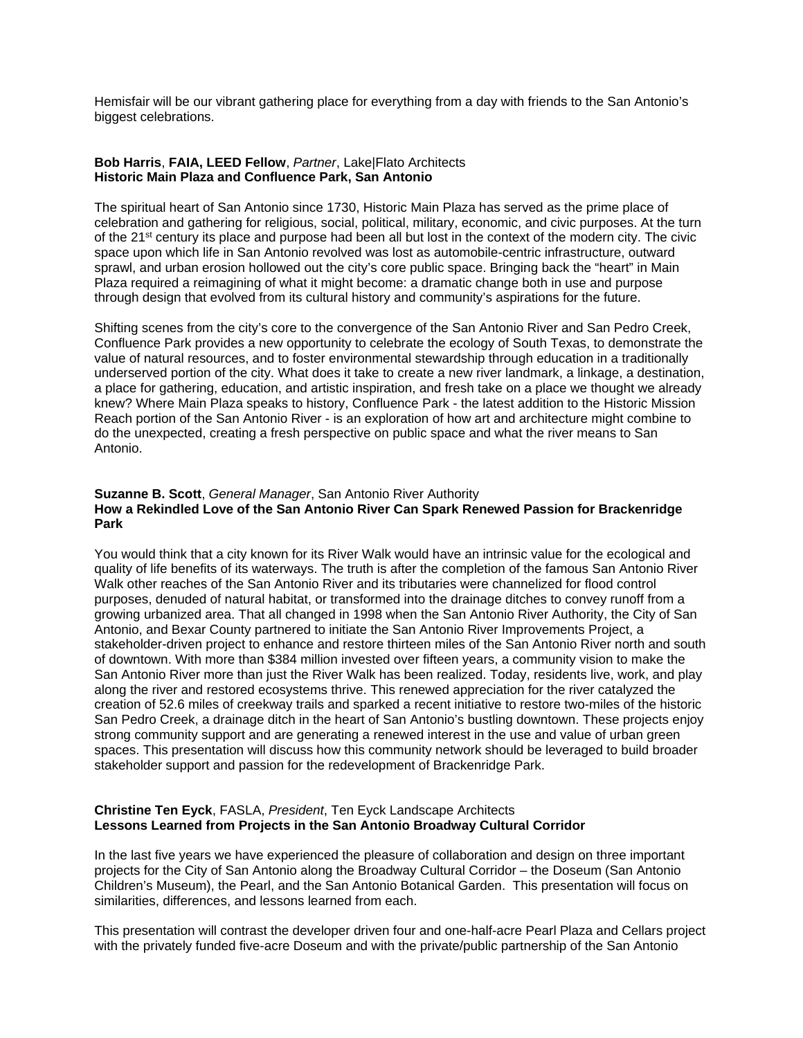Hemisfair will be our vibrant gathering place for everything from a day with friends to the San Antonio's biggest celebrations.

**Bob Harris**, **FAIA, LEED Fellow**, *Partner*, Lake|Flato Architects
**Historic Main Plaza and Confluence Park, San Antonio**

The spiritual heart of San Antonio since 1730, Historic Main Plaza has served as the prime place of celebration and gathering for religious, social, political, military, economic, and civic purposes. At the turn of the 21st century its place and purpose had been all but lost in the context of the modern city. The civic space upon which life in San Antonio revolved was lost as automobile-centric infrastructure, outward sprawl, and urban erosion hollowed out the city's core public space. Bringing back the "heart" in Main Plaza required a reimagining of what it might become: a dramatic change both in use and purpose through design that evolved from its cultural history and community's aspirations for the future.

Shifting scenes from the city's core to the convergence of the San Antonio River and San Pedro Creek, Confluence Park provides a new opportunity to celebrate the ecology of South Texas, to demonstrate the value of natural resources, and to foster environmental stewardship through education in a traditionally underserved portion of the city. What does it take to create a new river landmark, a linkage, a destination, a place for gathering, education, and artistic inspiration, and fresh take on a place we thought we already knew? Where Main Plaza speaks to history, Confluence Park - the latest addition to the Historic Mission Reach portion of the San Antonio River - is an exploration of how art and architecture might combine to do the unexpected, creating a fresh perspective on public space and what the river means to San Antonio.

**Suzanne B. Scott**, *General Manager*, San Antonio River Authority
**How a Rekindled Love of the San Antonio River Can Spark Renewed Passion for Brackenridge Park**

You would think that a city known for its River Walk would have an intrinsic value for the ecological and quality of life benefits of its waterways. The truth is after the completion of the famous San Antonio River Walk other reaches of the San Antonio River and its tributaries were channelized for flood control purposes, denuded of natural habitat, or transformed into the drainage ditches to convey runoff from a growing urbanized area. That all changed in 1998 when the San Antonio River Authority, the City of San Antonio, and Bexar County partnered to initiate the San Antonio River Improvements Project, a stakeholder-driven project to enhance and restore thirteen miles of the San Antonio River north and south of downtown. With more than $384 million invested over fifteen years, a community vision to make the San Antonio River more than just the River Walk has been realized. Today, residents live, work, and play along the river and restored ecosystems thrive. This renewed appreciation for the river catalyzed the creation of 52.6 miles of creekway trails and sparked a recent initiative to restore two-miles of the historic San Pedro Creek, a drainage ditch in the heart of San Antonio's bustling downtown. These projects enjoy strong community support and are generating a renewed interest in the use and value of urban green spaces. This presentation will discuss how this community network should be leveraged to build broader stakeholder support and passion for the redevelopment of Brackenridge Park.

**Christine Ten Eyck**, FASLA, *President*, Ten Eyck Landscape Architects
**Lessons Learned from Projects in the San Antonio Broadway Cultural Corridor**

In the last five years we have experienced the pleasure of collaboration and design on three important projects for the City of San Antonio along the Broadway Cultural Corridor – the Doseum (San Antonio Children's Museum), the Pearl, and the San Antonio Botanical Garden. This presentation will focus on similarities, differences, and lessons learned from each.

This presentation will contrast the developer driven four and one-half-acre Pearl Plaza and Cellars project with the privately funded five-acre Doseum and with the private/public partnership of the San Antonio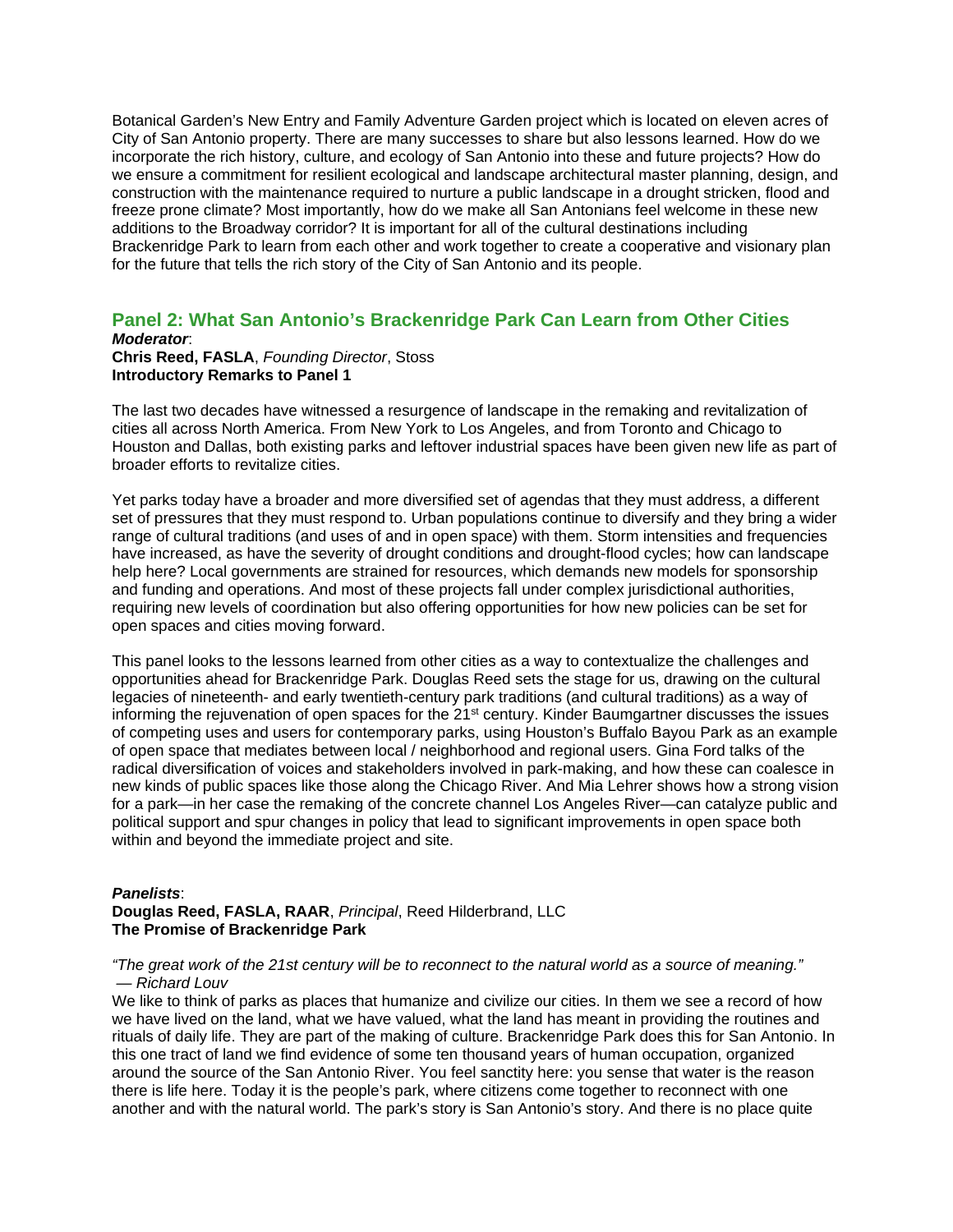Botanical Garden's New Entry and Family Adventure Garden project which is located on eleven acres of City of San Antonio property. There are many successes to share but also lessons learned. How do we incorporate the rich history, culture, and ecology of San Antonio into these and future projects? How do we ensure a commitment for resilient ecological and landscape architectural master planning, design, and construction with the maintenance required to nurture a public landscape in a drought stricken, flood and freeze prone climate? Most importantly, how do we make all San Antonians feel welcome in these new additions to the Broadway corridor? It is important for all of the cultural destinations including Brackenridge Park to learn from each other and work together to create a cooperative and visionary plan for the future that tells the rich story of the City of San Antonio and its people.

## Panel 2: What San Antonio's Brackenridge Park Can Learn from Other Cities

***Moderator***:
**Chris Reed, FASLA**, *Founding Director*, Stoss
**Introductory Remarks to Panel 1**

The last two decades have witnessed a resurgence of landscape in the remaking and revitalization of cities all across North America. From New York to Los Angeles, and from Toronto and Chicago to Houston and Dallas, both existing parks and leftover industrial spaces have been given new life as part of broader efforts to revitalize cities.

Yet parks today have a broader and more diversified set of agendas that they must address, a different set of pressures that they must respond to. Urban populations continue to diversify and they bring a wider range of cultural traditions (and uses of and in open space) with them. Storm intensities and frequencies have increased, as have the severity of drought conditions and drought-flood cycles; how can landscape help here? Local governments are strained for resources, which demands new models for sponsorship and funding and operations. And most of these projects fall under complex jurisdictional authorities, requiring new levels of coordination but also offering opportunities for how new policies can be set for open spaces and cities moving forward.

This panel looks to the lessons learned from other cities as a way to contextualize the challenges and opportunities ahead for Brackenridge Park. Douglas Reed sets the stage for us, drawing on the cultural legacies of nineteenth- and early twentieth-century park traditions (and cultural traditions) as a way of informing the rejuvenation of open spaces for the 21st century. Kinder Baumgartner discusses the issues of competing uses and users for contemporary parks, using Houston's Buffalo Bayou Park as an example of open space that mediates between local / neighborhood and regional users. Gina Ford talks of the radical diversification of voices and stakeholders involved in park-making, and how these can coalesce in new kinds of public spaces like those along the Chicago River. And Mia Lehrer shows how a strong vision for a park—in her case the remaking of the concrete channel Los Angeles River—can catalyze public and political support and spur changes in policy that lead to significant improvements in open space both within and beyond the immediate project and site.

***Panelists***:
**Douglas Reed, FASLA, RAAR**, *Principal*, Reed Hilderbrand, LLC
**The Promise of Brackenridge Park**

*"The great work of the 21st century will be to reconnect to the natural world as a source of meaning."*
*— Richard Louv*

We like to think of parks as places that humanize and civilize our cities. In them we see a record of how we have lived on the land, what we have valued, what the land has meant in providing the routines and rituals of daily life. They are part of the making of culture. Brackenridge Park does this for San Antonio. In this one tract of land we find evidence of some ten thousand years of human occupation, organized around the source of the San Antonio River. You feel sanctity here: you sense that water is the reason there is life here. Today it is the people's park, where citizens come together to reconnect with one another and with the natural world. The park's story is San Antonio's story. And there is no place quite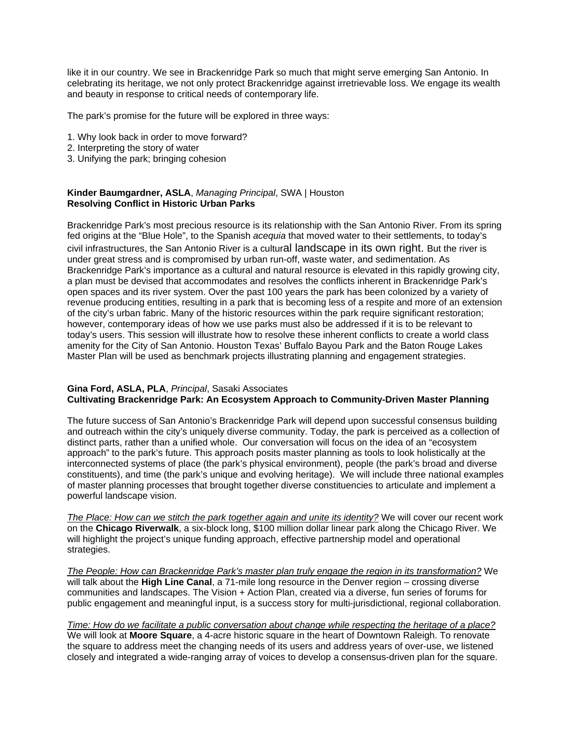like it in our country. We see in Brackenridge Park so much that might serve emerging San Antonio. In celebrating its heritage, we not only protect Brackenridge against irretrievable loss. We engage its wealth and beauty in response to critical needs of contemporary life.

The park's promise for the future will be explored in three ways:

1. Why look back in order to move forward?
2. Interpreting the story of water
3. Unifying the park; bringing cohesion

**Kinder Baumgardner, ASLA**, *Managing Principal*, SWA | Houston
**Resolving Conflict in Historic Urban Parks**

Brackenridge Park's most precious resource is its relationship with the San Antonio River. From its spring fed origins at the "Blue Hole", to the Spanish *acequia* that moved water to their settlements, to today's civil infrastructures, the San Antonio River is a cultural landscape in its own right. But the river is under great stress and is compromised by urban run-off, waste water, and sedimentation. As Brackenridge Park's importance as a cultural and natural resource is elevated in this rapidly growing city, a plan must be devised that accommodates and resolves the conflicts inherent in Brackenridge Park's open spaces and its river system. Over the past 100 years the park has been colonized by a variety of revenue producing entities, resulting in a park that is becoming less of a respite and more of an extension of the city's urban fabric. Many of the historic resources within the park require significant restoration; however, contemporary ideas of how we use parks must also be addressed if it is to be relevant to today's users. This session will illustrate how to resolve these inherent conflicts to create a world class amenity for the City of San Antonio. Houston Texas' Buffalo Bayou Park and the Baton Rouge Lakes Master Plan will be used as benchmark projects illustrating planning and engagement strategies.

**Gina Ford, ASLA, PLA**, *Principal*, Sasaki Associates
**Cultivating Brackenridge Park: An Ecosystem Approach to Community-Driven Master Planning**

The future success of San Antonio's Brackenridge Park will depend upon successful consensus building and outreach within the city's uniquely diverse community. Today, the park is perceived as a collection of distinct parts, rather than a unified whole. Our conversation will focus on the idea of an "ecosystem approach" to the park's future. This approach posits master planning as tools to look holistically at the interconnected systems of place (the park's physical environment), people (the park's broad and diverse constituents), and time (the park's unique and evolving heritage). We will include three national examples of master planning processes that brought together diverse constituencies to articulate and implement a powerful landscape vision.

*The Place: How can we stitch the park together again and unite its identity?* We will cover our recent work on the **Chicago Riverwalk**, a six-block long, $100 million dollar linear park along the Chicago River. We will highlight the project's unique funding approach, effective partnership model and operational strategies.

*The People: How can Brackenridge Park's master plan truly engage the region in its transformation?* We will talk about the **High Line Canal**, a 71-mile long resource in the Denver region – crossing diverse communities and landscapes. The Vision + Action Plan, created via a diverse, fun series of forums for public engagement and meaningful input, is a success story for multi-jurisdictional, regional collaboration.

*Time: How do we facilitate a public conversation about change while respecting the heritage of a place?* We will look at **Moore Square**, a 4-acre historic square in the heart of Downtown Raleigh. To renovate the square to address meet the changing needs of its users and address years of over-use, we listened closely and integrated a wide-ranging array of voices to develop a consensus-driven plan for the square.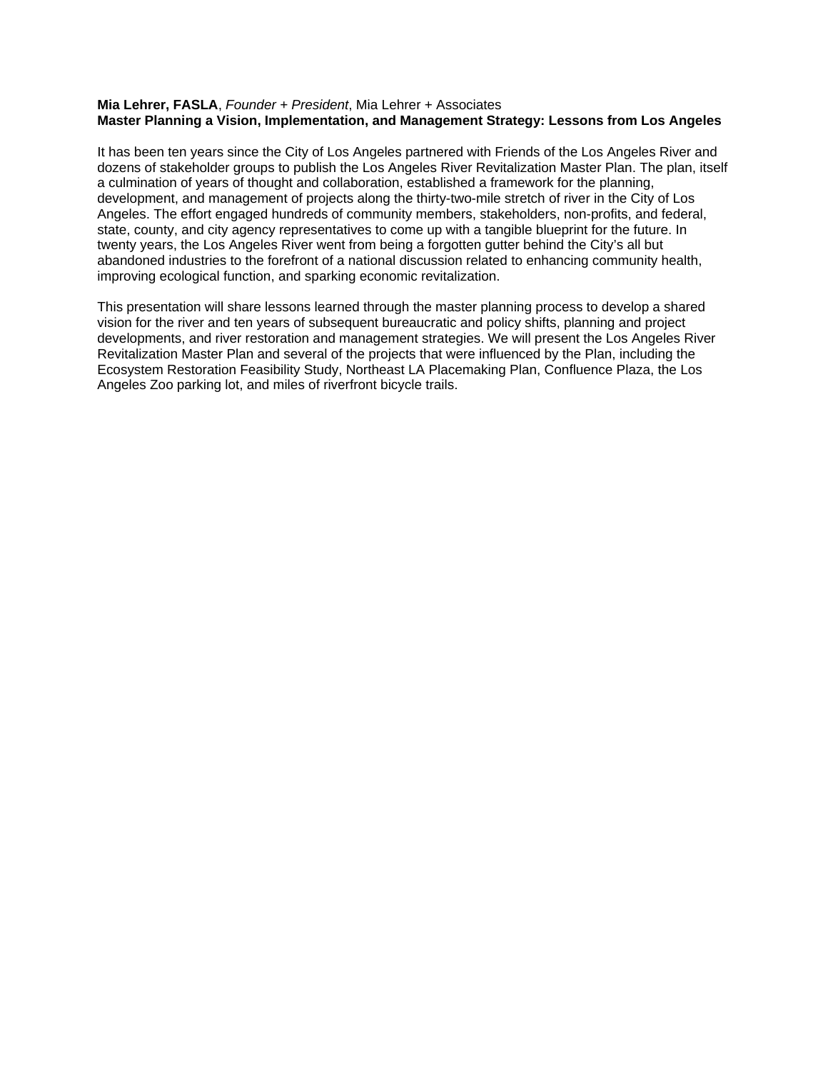**Mia Lehrer, FASLA**, *Founder + President*, Mia Lehrer + Associates
**Master Planning a Vision, Implementation, and Management Strategy: Lessons from Los Angeles**

It has been ten years since the City of Los Angeles partnered with Friends of the Los Angeles River and dozens of stakeholder groups to publish the Los Angeles River Revitalization Master Plan. The plan, itself a culmination of years of thought and collaboration, established a framework for the planning, development, and management of projects along the thirty-two-mile stretch of river in the City of Los Angeles. The effort engaged hundreds of community members, stakeholders, non-profits, and federal, state, county, and city agency representatives to come up with a tangible blueprint for the future. In twenty years, the Los Angeles River went from being a forgotten gutter behind the City's all but abandoned industries to the forefront of a national discussion related to enhancing community health, improving ecological function, and sparking economic revitalization.

This presentation will share lessons learned through the master planning process to develop a shared vision for the river and ten years of subsequent bureaucratic and policy shifts, planning and project developments, and river restoration and management strategies. We will present the Los Angeles River Revitalization Master Plan and several of the projects that were influenced by the Plan, including the Ecosystem Restoration Feasibility Study, Northeast LA Placemaking Plan, Confluence Plaza, the Los Angeles Zoo parking lot, and miles of riverfront bicycle trails.